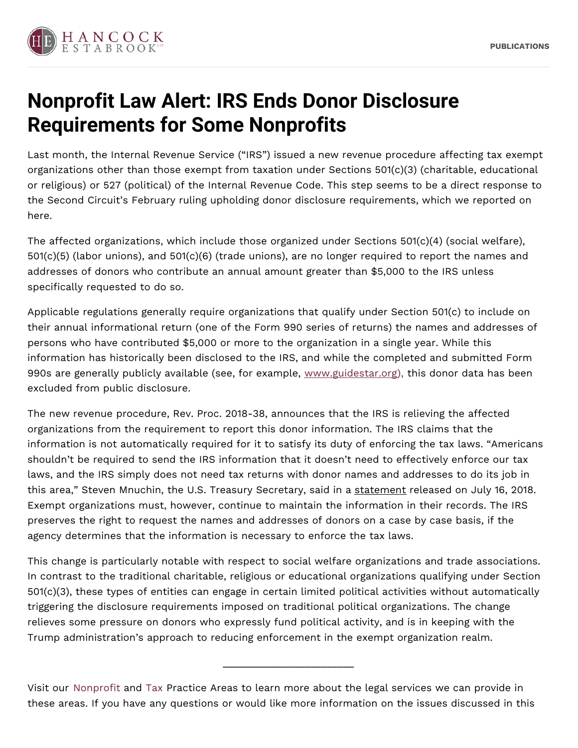# Nonprofit Law Alert: IRS Ends Donor Disclosure Requirements for Some Nonprofits

Last month, the Internal Revenue Service ("IRS") issued a new revenue procedure affecting tax exempt organizations other than those exempt from taxation under Sections 501(c)(3) (charitable, educational or religious) or 527 (political) of the Internal Revenue Code. This step seems to be a direct response to the Second Circuit's February ruling upholding donor disclosure requirements, which we reported on here.

The affected organizations, which include those organized under Sections 501(c)(4) (social welfare), 501(c)(5) (labor unions), and 501(c)(6) (trade unions), are no longer required to report the names and addresses of donors who contribute an annual amount greater than $5,000 to the IRS unless specifically requested to do so.

Applicable regulations generally require organizations that qualify under Section 501(c) to include on their annual informational return (one of the Form 990 series of returns) the names and addresses of persons who have contributed $5,000 or more to the organization in a single year. While this information has historically been disclosed to the IRS, and while the completed and submitted Form 990s are generally publicly available (see, for example, www.guidestar.org), this donor data has been excluded from public disclosure.

The new revenue procedure, Rev. Proc. 2018-38, announces that the IRS is relieving the affected organizations from the requirement to report this donor information. The IRS claims that the information is not automatically required for it to satisfy its duty of enforcing the tax laws. "Americans shouldn't be required to send the IRS information that it doesn't need to effectively enforce our tax laws, and the IRS simply does not need tax returns with donor names and addresses to do its job in this area," Steven Mnuchin, the U.S. Treasury Secretary, said in a statement released on July 16, 2018. Exempt organizations must, however, continue to maintain the information in their records. The IRS preserves the right to request the names and addresses of donors on a case by case basis, if the agency determines that the information is necessary to enforce the tax laws.

This change is particularly notable with respect to social welfare organizations and trade associations. In contrast to the traditional charitable, religious or educational organizations qualifying under Section 501(c)(3), these types of entities can engage in certain limited political activities without automatically triggering the disclosure requirements imposed on traditional political organizations. The change relieves some pressure on donors who expressly fund political activity, and is in keeping with the Trump administration's approach to reducing enforcement in the exempt organization realm.

---

Visit our Nonprofit and Tax Practice Areas to learn more about the legal services we can provide in these areas. If you have any questions or would like more information on the issues discussed in this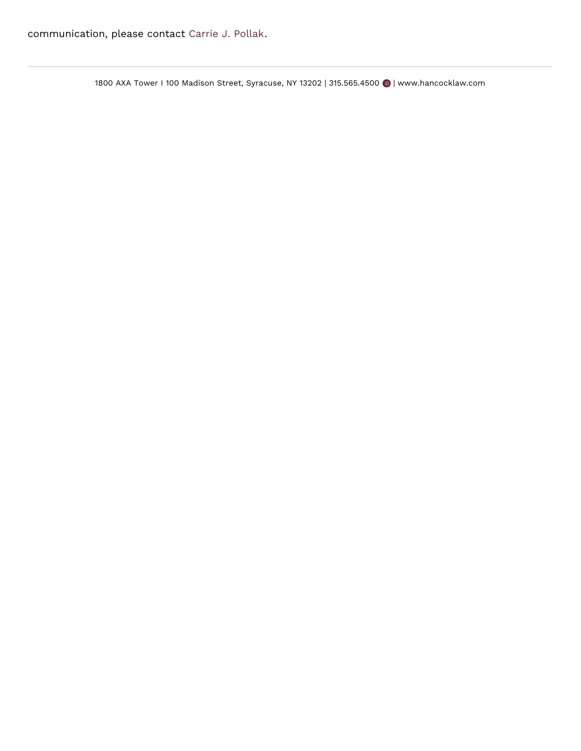communication, please contact Carrie J. Pollak.

---

1800 AXA Tower I 100 Madison Street, Syracuse, NY 13202 | 315.565.4500 | www.hancocklaw.com